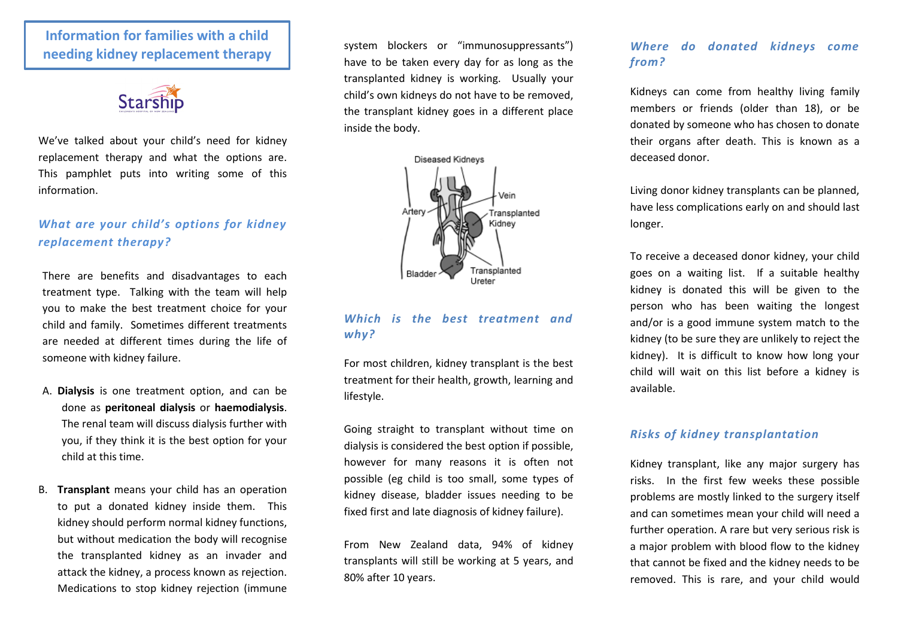# Information for families with a child needing kidney replacement therapy

Starship

We've talked about your child's need for kidney replacement therapy and what the options are. This pamphlet puts into writing some of this information.

## *What are your child's options for kidney replacement therapy?*

There are benefits and disadvantages to each treatment type. Talking with the team will help you to make the best treatment choice for your child and family. Sometimes different treatments are needed at different times during the life of someone with kidney failure.

A. **Dialysis** is one treatment option, and can be done as **peritoneal dialysis** or **haemodialysis**. The renal team will discuss dialysis further with you, if they think it is the best option for your child at this time.

B. **Transplant** means your child has an operation to put a donated kidney inside them. This kidney should perform normal kidney functions, but without medication the body will recognise the transplanted kidney as an invader and attack the kidney, a process known as rejection. Medications to stop kidney rejection (immune system blockers or "immunosuppressants") have to be taken every day for as long as the transplanted kidney is working. Usually your child's own kidneys do not have to be removed, the transplant kidney goes in a different place inside the body.

Diseased Kidneys — Vein — Artery — Transplanted Kidney — Bladder — Transplanted Ureter

## *Which is the best treatment and why?*

For most children, kidney transplant is the best treatment for their health, growth, learning and lifestyle.

Going straight to transplant without time on dialysis is considered the best option if possible, however for many reasons it is often not possible (eg child is too small, some types of kidney disease, bladder issues needing to be fixed first and late diagnosis of kidney failure).

From New Zealand data, 94% of kidney transplants will still be working at 5 years, and 80% after 10 years.

## *Where do donated kidneys come from?*

Kidneys can come from healthy living family members or friends (older than 18), or be donated by someone who has chosen to donate their organs after death. This is known as a deceased donor.

Living donor kidney transplants can be planned, have less complications early on and should last longer.

To receive a deceased donor kidney, your child goes on a waiting list. If a suitable healthy kidney is donated this will be given to the person who has been waiting the longest and/or is a good immune system match to the kidney (to be sure they are unlikely to reject the kidney). It is difficult to know how long your child will wait on this list before a kidney is available.

## *Risks of kidney transplantation*

Kidney transplant, like any major surgery has risks. In the first few weeks these possible problems are mostly linked to the surgery itself and can sometimes mean your child will need a further operation. A rare but very serious risk is a major problem with blood flow to the kidney that cannot be fixed and the kidney needs to be removed. This is rare, and your child would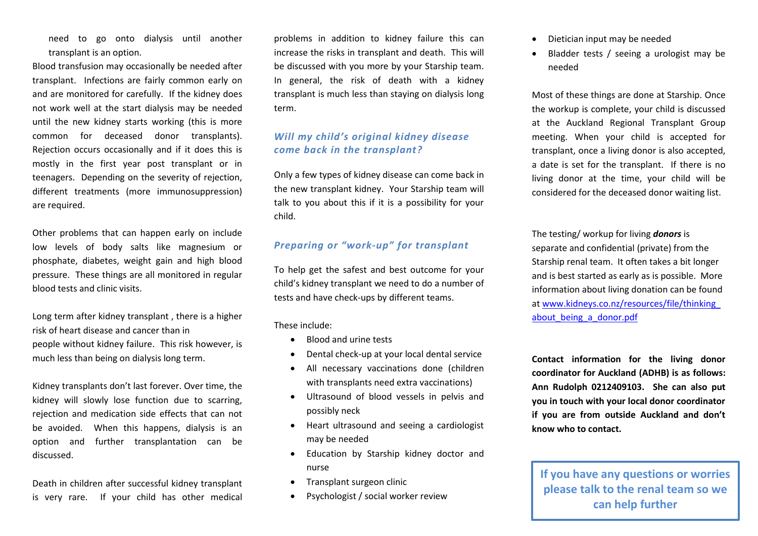need to go onto dialysis until another transplant is an option.

Blood transfusion may occasionally be needed after transplant. Infections are fairly common early on and are monitored for carefully. If the kidney does not work well at the start dialysis may be needed until the new kidney starts working (this is more common for deceased donor transplants). Rejection occurs occasionally and if it does this is mostly in the first year post transplant or in teenagers. Depending on the severity of rejection, different treatments (more immunosuppression) are required.

Other problems that can happen early on include low levels of body salts like magnesium or phosphate, diabetes, weight gain and high blood pressure. These things are all monitored in regular blood tests and clinic visits.

Long term after kidney transplant , there is a higher risk of heart disease and cancer than in people without kidney failure. This risk however, is much less than being on dialysis long term.

Kidney transplants don't last forever. Over time, the kidney will slowly lose function due to scarring, rejection and medication side effects that can not be avoided. When this happens, dialysis is an option and further transplantation can be discussed.

Death in children after successful kidney transplant is very rare. If your child has other medical problems in addition to kidney failure this can increase the risks in transplant and death. This will be discussed with you more by your Starship team. In general, the risk of death with a kidney transplant is much less than staying on dialysis long term.

### *Will my child's original kidney disease come back in the transplant?*

Only a few types of kidney disease can come back in the new transplant kidney. Your Starship team will talk to you about this if it is a possibility for your child.

### *Preparing or "work-up" for transplant*

To help get the safest and best outcome for your child's kidney transplant we need to do a number of tests and have check-ups by different teams.

These include:

- Blood and urine tests
- Dental check-up at your local dental service
- All necessary vaccinations done (children with transplants need extra vaccinations)
- Ultrasound of blood vessels in pelvis and possibly neck
- Heart ultrasound and seeing a cardiologist may be needed
- Education by Starship kidney doctor and nurse
- Transplant surgeon clinic
- Psychologist / social worker review
- Dietician input may be needed
- Bladder tests / seeing a urologist may be needed

Most of these things are done at Starship. Once the workup is complete, your child is discussed at the Auckland Regional Transplant Group meeting. When your child is accepted for transplant, once a living donor is also accepted, a date is set for the transplant. If there is no living donor at the time, your child will be considered for the deceased donor waiting list.

The testing/ workup for living ***donors*** is separate and confidential (private) from the Starship renal team. It often takes a bit longer and is best started as early as is possible. More information about living donation can be found at www.kidneys.co.nz/resources/file/thinking_about_being_a_donor.pdf

**Contact information for the living donor coordinator for Auckland (ADHB) is as follows: Ann Rudolph 0212409103. She can also put you in touch with your local donor coordinator if you are from outside Auckland and don't know who to contact.**

**If you have any questions or worries please talk to the renal team so we can help further**